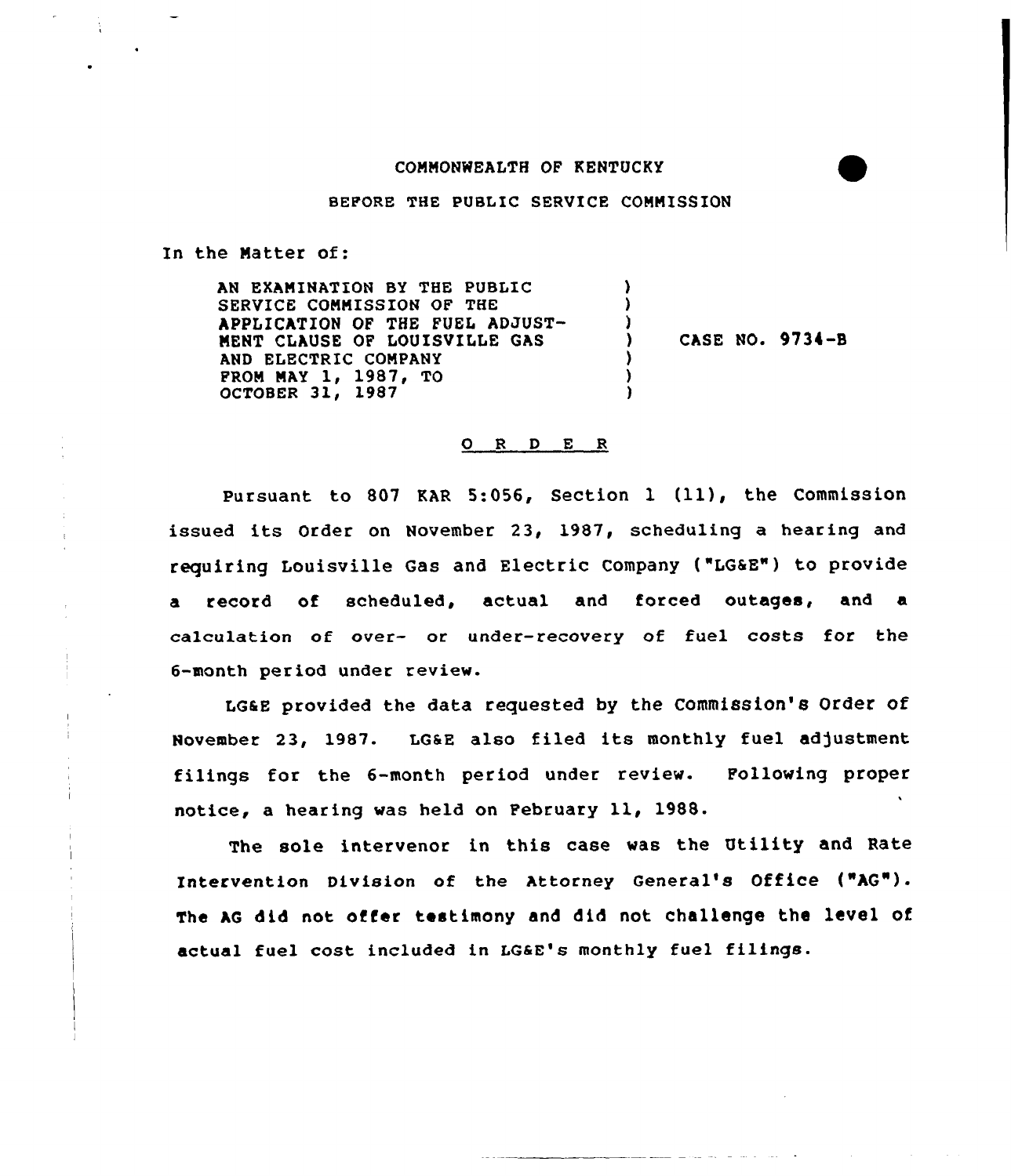COMMONWEALTH OF KENTUCKY

BEFORE THE PUBLIC SERVICE COMMISSION

In the Matter of:

| | | |
|---|---|---|
| AN EXAMINATION BY THE PUBLIC SERVICE COMMISSION OF THE APPLICATION OF THE FUEL ADJUSTMENT CLAUSE OF LOUISVILLE GAS AND ELECTRIC COMPANY FROM MAY 1, 1987, TO OCTOBER 31, 1987 | ) | CASE NO. 9734-B |

## O R D E R

Pursuant to 807 KAR 5:056, Section 1 (11), the Commission issued its Order on November 23, 1987, scheduling a hearing and requiring Louisville Gas and Electric Company ("LG&E") to provide a record of scheduled, actual and forced outages, and a calculation of over- or under-recovery of fuel costs for the 6-month period under review.

LG&E provided the data requested by the Commission's Order of November 23, 1987. LG&E also filed its monthly fuel adjustment filings for the 6-month period under review. Following proper notice, a hearing was held on February 11, 1988.

The sole intervenor in this case was the Utility and Rate Intervention Division of the Attorney General's Office ("AG"). The AG did not offer testimony and did not challenge the level of actual fuel cost included in LG&E's monthly fuel filings.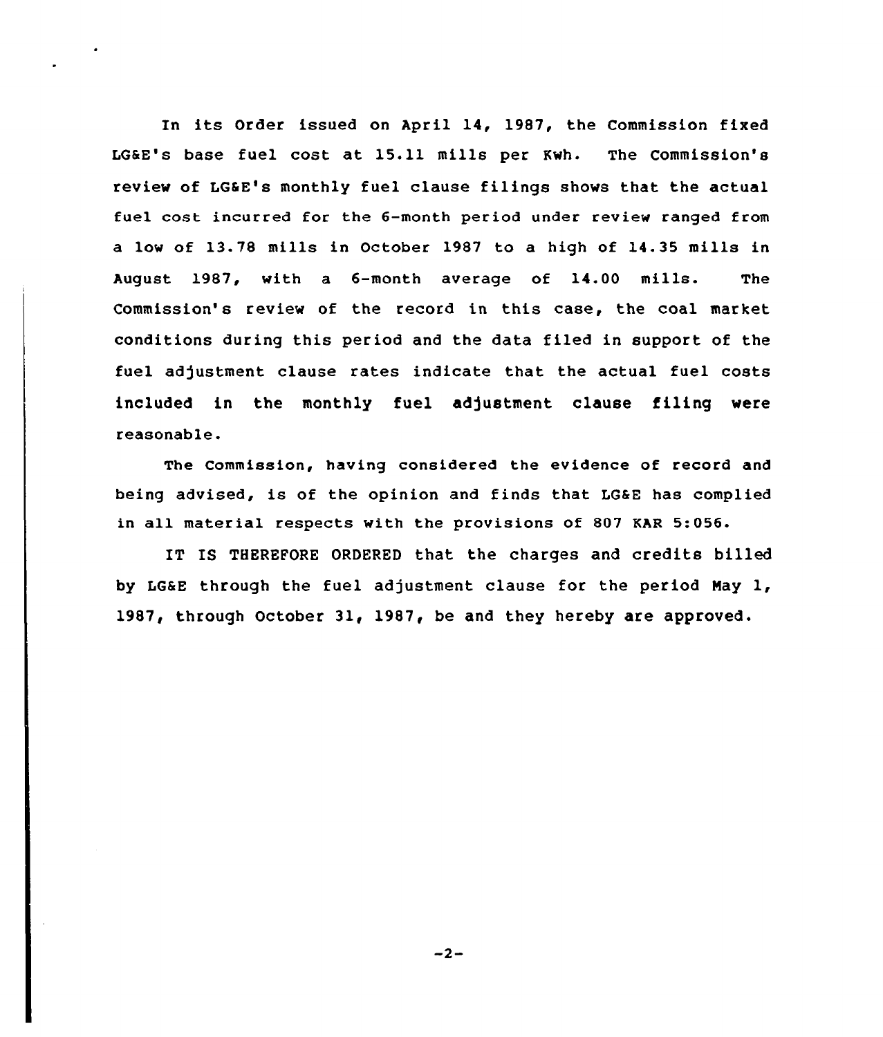In its Order issued on April 14, 1987, the Commission fixed LG&E's base fuel cost at 15.11 mills per Kwh. The Commission's review of LG&E's monthly fuel clause filings shows that the actual fuel cost incurred for the 6-month period under review ranged from a low of 13.78 mills in October 1987 to a high of 14.35 mills in August 1987, with a 6-month average of 14.00 mills. The Commission's review of the record in this case, the coal market conditions during this period and the data filed in support of the fuel adjustment clause rates indicate that the actual fuel costs included in the monthly fuel adjustment clause filing were reasonable.

The Commission, having considered the evidence of record and being advised, is of the opinion and finds that LG&E has complied in all material respects with the provisions of 807 KAR 5:056.

IT IS THEREFORE ORDERED that the charges and credits billed by LG&E through the fuel adjustment clause for the period May 1, 1987, through October 31, 1987, be and they hereby are approved.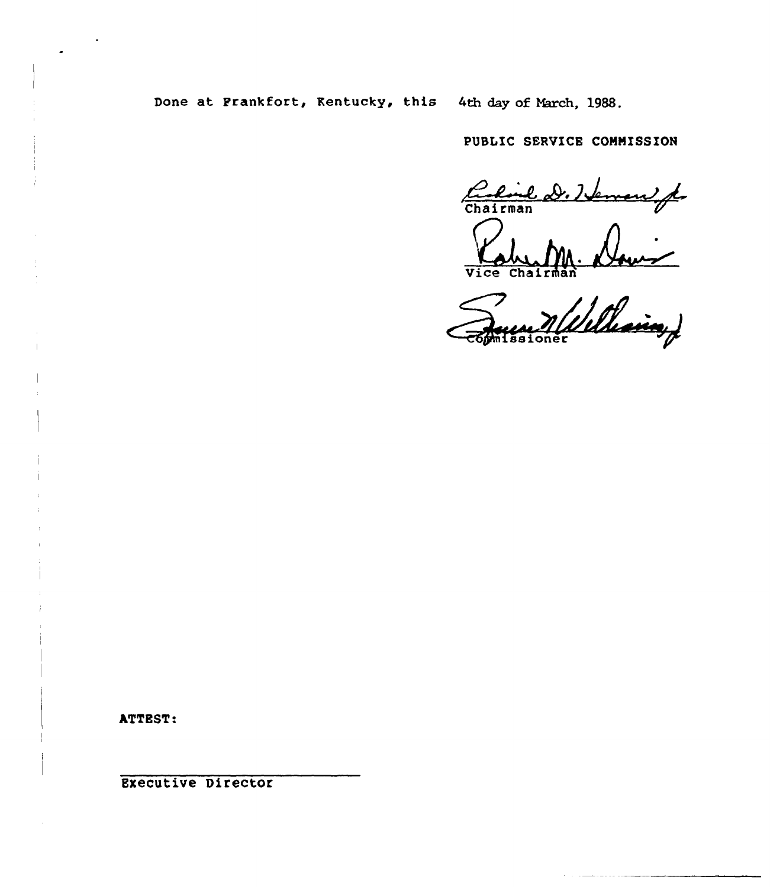Done at Frankfort, Kentucky, this 4th day of March, 1988.

PUBLIC SERVICE COMMISSION

Chairman

Vice Chairman

Commissioner

ATTEST:

Executive Director